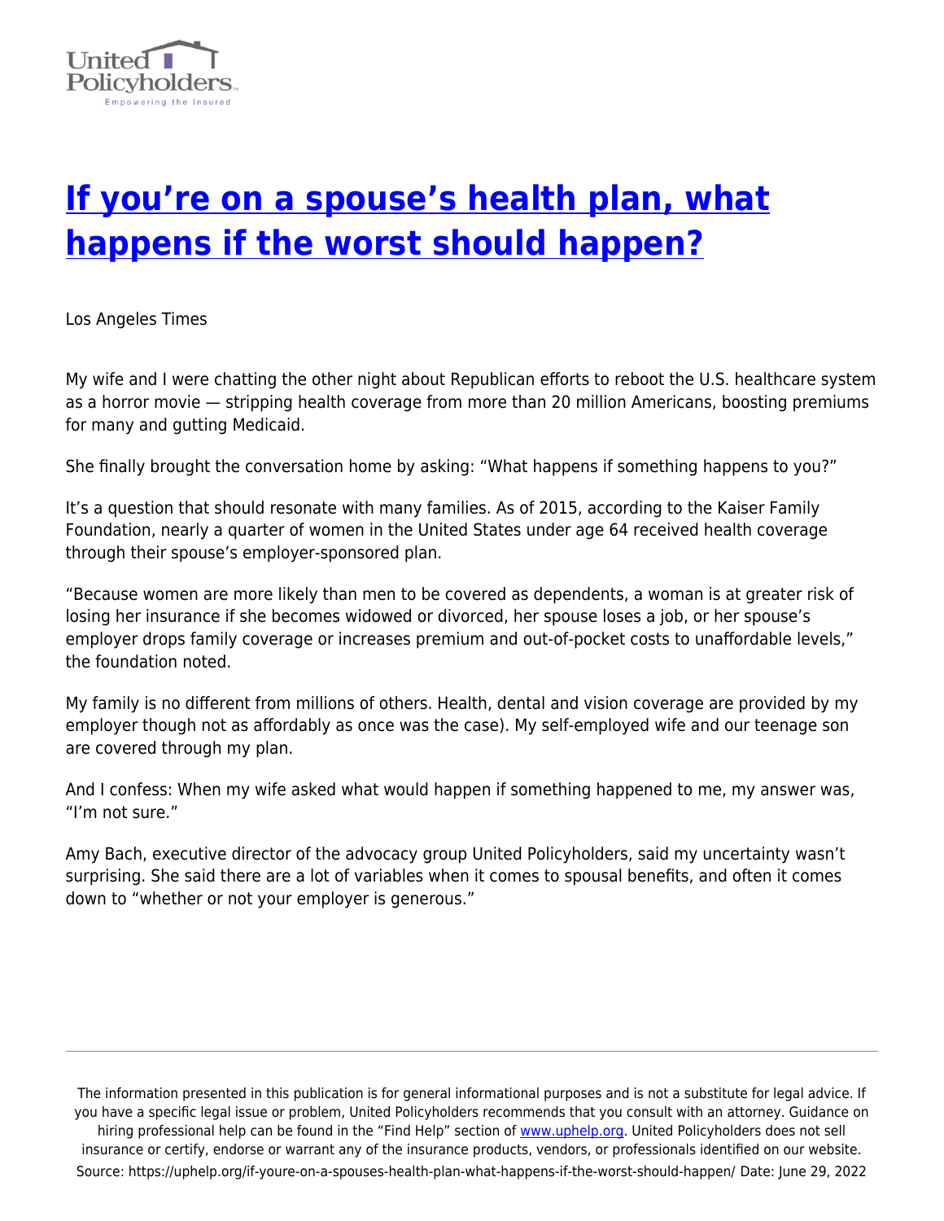# [If you're on a spouse's health plan, what happens if the worst should happen?](https://uphelp.org/if-youre-on-a-spouses-health-plan-what-happens-if-the-worst-should-happen/)

Los Angeles Times

My wife and I were chatting the other night about Republican efforts to reboot the U.S. healthcare system as a horror movie — stripping health coverage from more than 20 million Americans, boosting premiums for many and gutting Medicaid.

She finally brought the conversation home by asking: "What happens if something happens to you?"

It's a question that should resonate with many families. As of 2015, according to the Kaiser Family Foundation, nearly a quarter of women in the United States under age 64 received health coverage through their spouse's employer-sponsored plan.

"Because women are more likely than men to be covered as dependents, a woman is at greater risk of losing her insurance if she becomes widowed or divorced, her spouse loses a job, or her spouse's employer drops family coverage or increases premium and out-of-pocket costs to unaffordable levels," the foundation noted.

My family is no different from millions of others. Health, dental and vision coverage are provided by my employer though not as affordably as once was the case). My self-employed wife and our teenage son are covered through my plan.

And I confess: When my wife asked what would happen if something happened to me, my answer was, "I'm not sure."

Amy Bach, executive director of the advocacy group United Policyholders, said my uncertainty wasn't surprising. She said there are a lot of variables when it comes to spousal benefits, and often it comes down to "whether or not your employer is generous."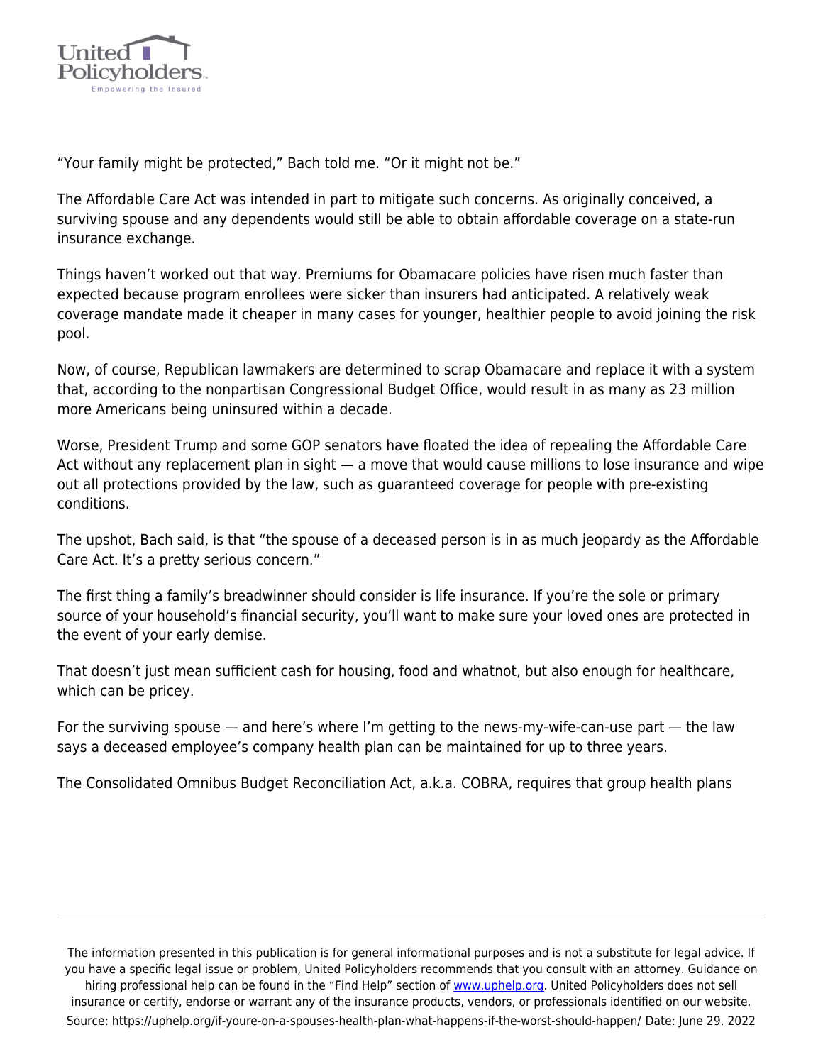"Your family might be protected," Bach told me. "Or it might not be."

The Affordable Care Act was intended in part to mitigate such concerns. As originally conceived, a surviving spouse and any dependents would still be able to obtain affordable coverage on a state-run insurance exchange.

Things haven't worked out that way. Premiums for Obamacare policies have risen much faster than expected because program enrollees were sicker than insurers had anticipated. A relatively weak coverage mandate made it cheaper in many cases for younger, healthier people to avoid joining the risk pool.

Now, of course, Republican lawmakers are determined to scrap Obamacare and replace it with a system that, according to the nonpartisan Congressional Budget Office, would result in as many as 23 million more Americans being uninsured within a decade.

Worse, President Trump and some GOP senators have floated the idea of repealing the Affordable Care Act without any replacement plan in sight — a move that would cause millions to lose insurance and wipe out all protections provided by the law, such as guaranteed coverage for people with pre-existing conditions.

The upshot, Bach said, is that "the spouse of a deceased person is in as much jeopardy as the Affordable Care Act. It's a pretty serious concern."

The first thing a family's breadwinner should consider is life insurance. If you're the sole or primary source of your household's financial security, you'll want to make sure your loved ones are protected in the event of your early demise.

That doesn't just mean sufficient cash for housing, food and whatnot, but also enough for healthcare, which can be pricey.

For the surviving spouse — and here's where I'm getting to the news-my-wife-can-use part — the law says a deceased employee's company health plan can be maintained for up to three years.

The Consolidated Omnibus Budget Reconciliation Act, a.k.a. COBRA, requires that group health plans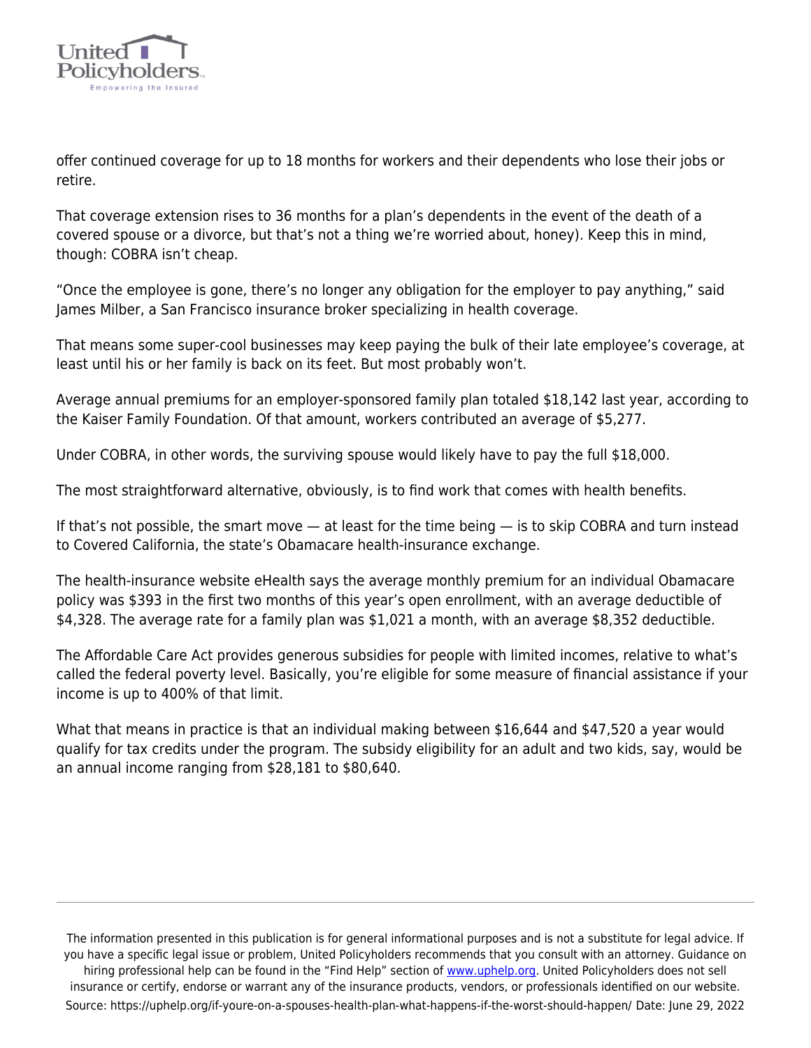offer continued coverage for up to 18 months for workers and their dependents who lose their jobs or retire.

That coverage extension rises to 36 months for a plan's dependents in the event of the death of a covered spouse or a divorce, but that's not a thing we're worried about, honey). Keep this in mind, though: COBRA isn't cheap.

"Once the employee is gone, there's no longer any obligation for the employer to pay anything," said James Milber, a San Francisco insurance broker specializing in health coverage.

That means some super-cool businesses may keep paying the bulk of their late employee's coverage, at least until his or her family is back on its feet. But most probably won't.

Average annual premiums for an employer-sponsored family plan totaled $18,142 last year, according to the Kaiser Family Foundation. Of that amount, workers contributed an average of $5,277.

Under COBRA, in other words, the surviving spouse would likely have to pay the full $18,000.

The most straightforward alternative, obviously, is to find work that comes with health benefits.

If that's not possible, the smart move — at least for the time being — is to skip COBRA and turn instead to Covered California, the state's Obamacare health-insurance exchange.

The health-insurance website eHealth says the average monthly premium for an individual Obamacare policy was $393 in the first two months of this year's open enrollment, with an average deductible of $4,328. The average rate for a family plan was $1,021 a month, with an average $8,352 deductible.

The Affordable Care Act provides generous subsidies for people with limited incomes, relative to what's called the federal poverty level. Basically, you're eligible for some measure of financial assistance if your income is up to 400% of that limit.

What that means in practice is that an individual making between $16,644 and $47,520 a year would qualify for tax credits under the program. The subsidy eligibility for an adult and two kids, say, would be an annual income ranging from $28,181 to $80,640.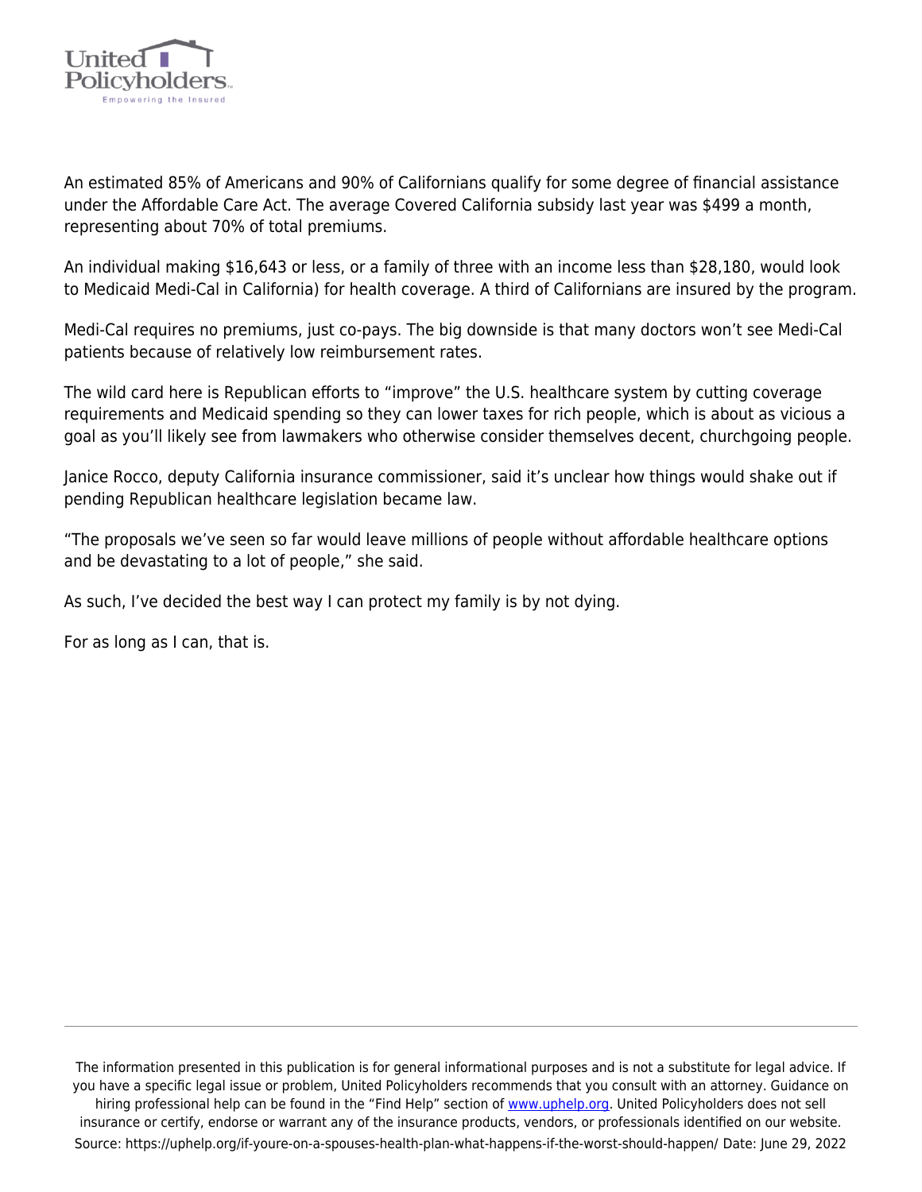An estimated 85% of Americans and 90% of Californians qualify for some degree of financial assistance under the Affordable Care Act. The average Covered California subsidy last year was $499 a month, representing about 70% of total premiums.

An individual making $16,643 or less, or a family of three with an income less than $28,180, would look to Medicaid Medi-Cal in California) for health coverage. A third of Californians are insured by the program.

Medi-Cal requires no premiums, just co-pays. The big downside is that many doctors won't see Medi-Cal patients because of relatively low reimbursement rates.

The wild card here is Republican efforts to "improve" the U.S. healthcare system by cutting coverage requirements and Medicaid spending so they can lower taxes for rich people, which is about as vicious a goal as you'll likely see from lawmakers who otherwise consider themselves decent, churchgoing people.

Janice Rocco, deputy California insurance commissioner, said it's unclear how things would shake out if pending Republican healthcare legislation became law.

"The proposals we've seen so far would leave millions of people without affordable healthcare options and be devastating to a lot of people," she said.

As such, I've decided the best way I can protect my family is by not dying.

For as long as I can, that is.